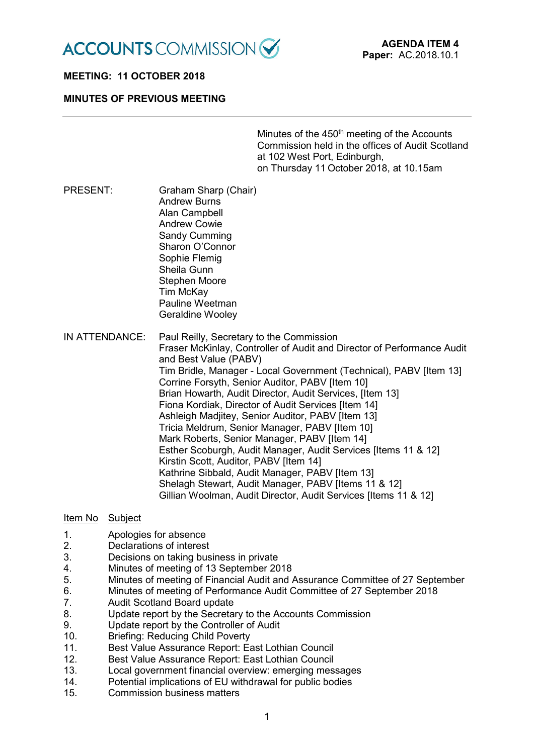**ACCOUNTS COMMISSION**

**AGENDA ITEM 4**
**Paper:** AC.2018.10.1

**MEETING: 11 OCTOBER 2018**

**MINUTES OF PREVIOUS MEETING**

---

Minutes of the 450th meeting of the Accounts Commission held in the offices of Audit Scotland at 102 West Port, Edinburgh, on Thursday 11 October 2018, at 10.15am

PRESENT:
Graham Sharp (Chair)
Andrew Burns
Alan Campbell
Andrew Cowie
Sandy Cumming
Sharon O'Connor
Sophie Flemig
Sheila Gunn
Stephen Moore
Tim McKay
Pauline Weetman
Geraldine Wooley

IN ATTENDANCE:
Paul Reilly, Secretary to the Commission
Fraser McKinlay, Controller of Audit and Director of Performance Audit and Best Value (PABV)
Tim Bridle, Manager - Local Government (Technical), PABV [Item 13]
Corrine Forsyth, Senior Auditor, PABV [Item 10]
Brian Howarth, Audit Director, Audit Services, [Item 13]
Fiona Kordiak, Director of Audit Services [Item 14]
Ashleigh Madjitey, Senior Auditor, PABV [Item 13]
Tricia Meldrum, Senior Manager, PABV [Item 10]
Mark Roberts, Senior Manager, PABV [Item 14]
Esther Scoburgh, Audit Manager, Audit Services [Items 11 & 12]
Kirstin Scott, Auditor, PABV [Item 14]
Kathrine Sibbald, Audit Manager, PABV [Item 13]
Shelagh Stewart, Audit Manager, PABV [Items 11 & 12]
Gillian Woolman, Audit Director, Audit Services [Items 11 & 12]

| Item No | Subject |
|---|---|
| 1. | Apologies for absence |
| 2. | Declarations of interest |
| 3. | Decisions on taking business in private |
| 4. | Minutes of meeting of 13 September 2018 |
| 5. | Minutes of meeting of Financial Audit and Assurance Committee of 27 September |
| 6. | Minutes of meeting of Performance Audit Committee of 27 September 2018 |
| 7. | Audit Scotland Board update |
| 8. | Update report by the Secretary to the Accounts Commission |
| 9. | Update report by the Controller of Audit |
| 10. | Briefing: Reducing Child Poverty |
| 11. | Best Value Assurance Report: East Lothian Council |
| 12. | Best Value Assurance Report: East Lothian Council |
| 13. | Local government financial overview: emerging messages |
| 14. | Potential implications of EU withdrawal for public bodies |
| 15. | Commission business matters |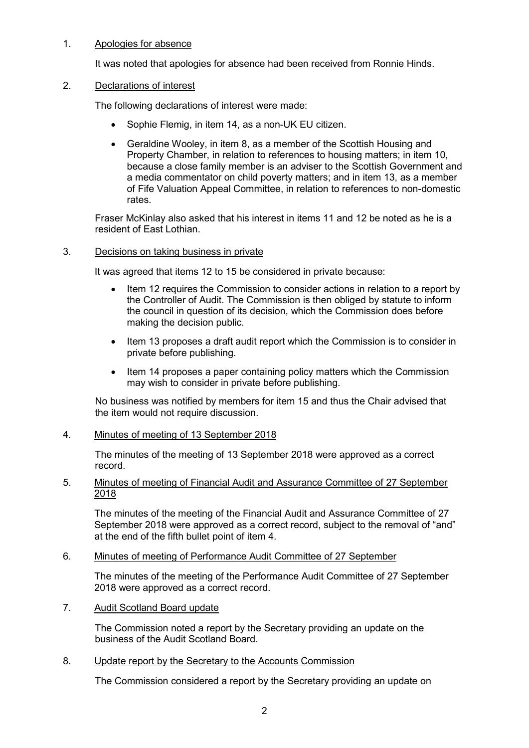1. Apologies for absence

   It was noted that apologies for absence had been received from Ronnie Hinds.

2. Declarations of interest

   The following declarations of interest were made:

   - Sophie Flemig, in item 14, as a non-UK EU citizen.
   - Geraldine Wooley, in item 8, as a member of the Scottish Housing and Property Chamber, in relation to references to housing matters; in item 10, because a close family member is an adviser to the Scottish Government and a media commentator on child poverty matters; and in item 13, as a member of Fife Valuation Appeal Committee, in relation to references to non-domestic rates.

   Fraser McKinlay also asked that his interest in items 11 and 12 be noted as he is a resident of East Lothian.

3. Decisions on taking business in private

   It was agreed that items 12 to 15 be considered in private because:

   - Item 12 requires the Commission to consider actions in relation to a report by the Controller of Audit. The Commission is then obliged by statute to inform the council in question of its decision, which the Commission does before making the decision public.
   - Item 13 proposes a draft audit report which the Commission is to consider in private before publishing.
   - Item 14 proposes a paper containing policy matters which the Commission may wish to consider in private before publishing.

   No business was notified by members for item 15 and thus the Chair advised that the item would not require discussion.

4. Minutes of meeting of 13 September 2018

   The minutes of the meeting of 13 September 2018 were approved as a correct record.

5. Minutes of meeting of Financial Audit and Assurance Committee of 27 September 2018

   The minutes of the meeting of the Financial Audit and Assurance Committee of 27 September 2018 were approved as a correct record, subject to the removal of "and" at the end of the fifth bullet point of item 4.

6. Minutes of meeting of Performance Audit Committee of 27 September

   The minutes of the meeting of the Performance Audit Committee of 27 September 2018 were approved as a correct record.

7. Audit Scotland Board update

   The Commission noted a report by the Secretary providing an update on the business of the Audit Scotland Board.

8. Update report by the Secretary to the Accounts Commission

   The Commission considered a report by the Secretary providing an update on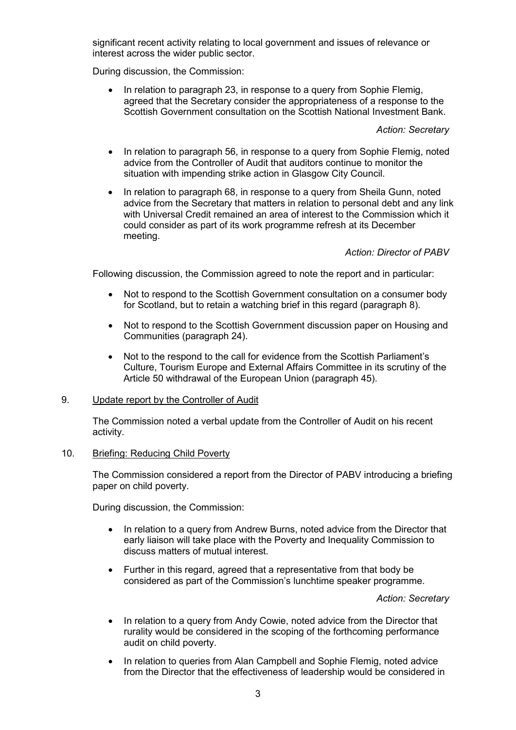significant recent activity relating to local government and issues of relevance or interest across the wider public sector.

During discussion, the Commission:

- In relation to paragraph 23, in response to a query from Sophie Flemig, agreed that the Secretary consider the appropriateness of a response to the Scottish Government consultation on the Scottish National Investment Bank.

  *Action: Secretary*

- In relation to paragraph 56, in response to a query from Sophie Flemig, noted advice from the Controller of Audit that auditors continue to monitor the situation with impending strike action in Glasgow City Council.
- In relation to paragraph 68, in response to a query from Sheila Gunn, noted advice from the Secretary that matters in relation to personal debt and any link with Universal Credit remained an area of interest to the Commission which it could consider as part of its work programme refresh at its December meeting.

  *Action: Director of PABV*

Following discussion, the Commission agreed to note the report and in particular:

- Not to respond to the Scottish Government consultation on a consumer body for Scotland, but to retain a watching brief in this regard (paragraph 8).
- Not to respond to the Scottish Government discussion paper on Housing and Communities (paragraph 24).
- Not to the respond to the call for evidence from the Scottish Parliament's Culture, Tourism Europe and External Affairs Committee in its scrutiny of the Article 50 withdrawal of the European Union (paragraph 45).

9. Update report by the Controller of Audit

The Commission noted a verbal update from the Controller of Audit on his recent activity.

10. Briefing: Reducing Child Poverty

The Commission considered a report from the Director of PABV introducing a briefing paper on child poverty.

During discussion, the Commission:

- In relation to a query from Andrew Burns, noted advice from the Director that early liaison will take place with the Poverty and Inequality Commission to discuss matters of mutual interest.
- Further in this regard, agreed that a representative from that body be considered as part of the Commission's lunchtime speaker programme.

  *Action: Secretary*

- In relation to a query from Andy Cowie, noted advice from the Director that rurality would be considered in the scoping of the forthcoming performance audit on child poverty.
- In relation to queries from Alan Campbell and Sophie Flemig, noted advice from the Director that the effectiveness of leadership would be considered in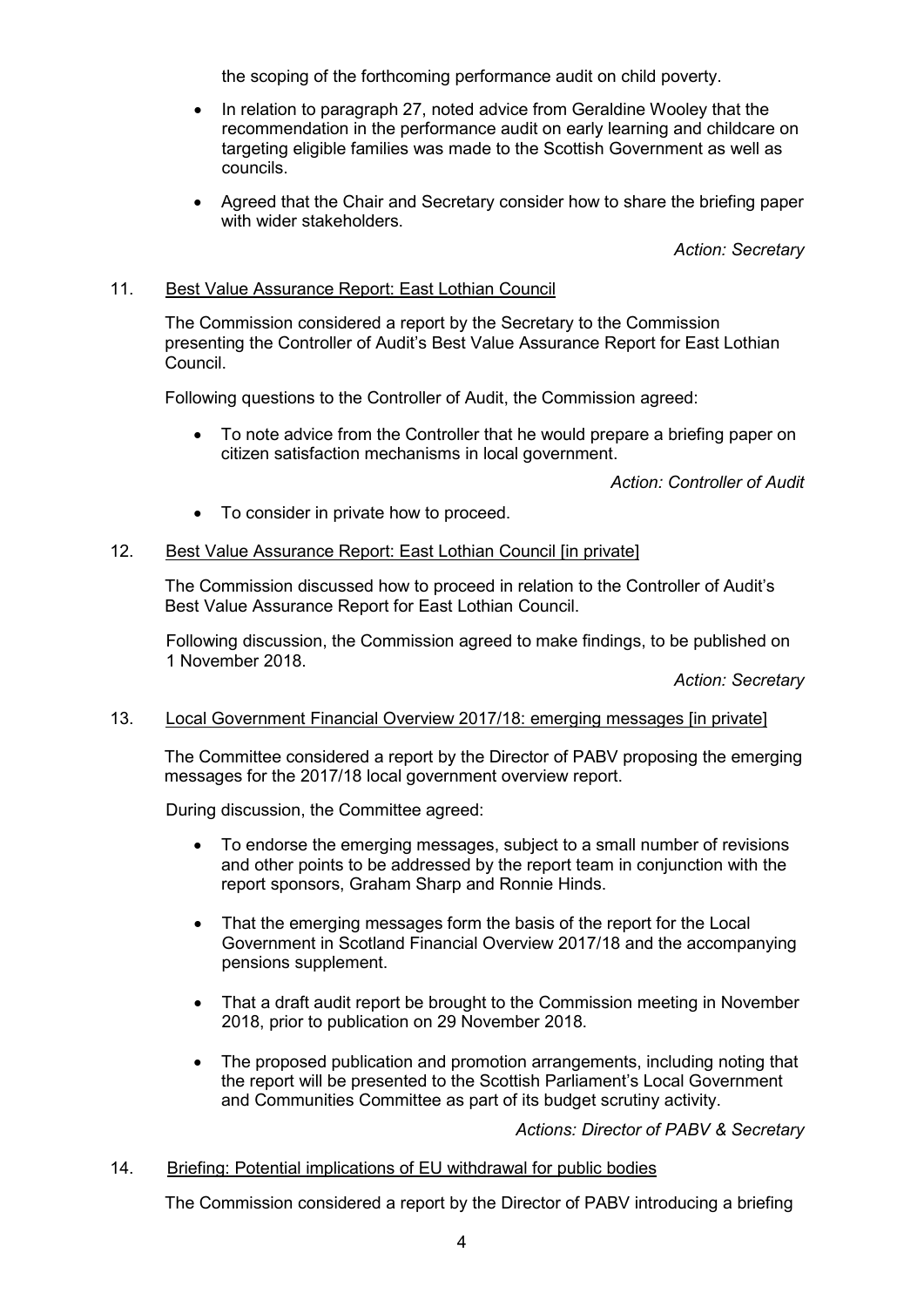the scoping of the forthcoming performance audit on child poverty.

- In relation to paragraph 27, noted advice from Geraldine Wooley that the recommendation in the performance audit on early learning and childcare on targeting eligible families was made to the Scottish Government as well as councils.
- Agreed that the Chair and Secretary consider how to share the briefing paper with wider stakeholders.

*Action: Secretary*

11. <u>Best Value Assurance Report: East Lothian Council</u>

The Commission considered a report by the Secretary to the Commission presenting the Controller of Audit's Best Value Assurance Report for East Lothian Council.

Following questions to the Controller of Audit, the Commission agreed:

- To note advice from the Controller that he would prepare a briefing paper on citizen satisfaction mechanisms in local government.

*Action: Controller of Audit*

- To consider in private how to proceed.

12. <u>Best Value Assurance Report: East Lothian Council [in private]</u>

The Commission discussed how to proceed in relation to the Controller of Audit's Best Value Assurance Report for East Lothian Council.

Following discussion, the Commission agreed to make findings, to be published on 1 November 2018.

*Action: Secretary*

13. <u>Local Government Financial Overview 2017/18: emerging messages [in private]</u>

The Committee considered a report by the Director of PABV proposing the emerging messages for the 2017/18 local government overview report.

During discussion, the Committee agreed:

- To endorse the emerging messages, subject to a small number of revisions and other points to be addressed by the report team in conjunction with the report sponsors, Graham Sharp and Ronnie Hinds.
- That the emerging messages form the basis of the report for the Local Government in Scotland Financial Overview 2017/18 and the accompanying pensions supplement.
- That a draft audit report be brought to the Commission meeting in November 2018, prior to publication on 29 November 2018.
- The proposed publication and promotion arrangements, including noting that the report will be presented to the Scottish Parliament's Local Government and Communities Committee as part of its budget scrutiny activity.

*Actions: Director of PABV & Secretary*

14. <u>Briefing: Potential implications of EU withdrawal for public bodies</u>

The Commission considered a report by the Director of PABV introducing a briefing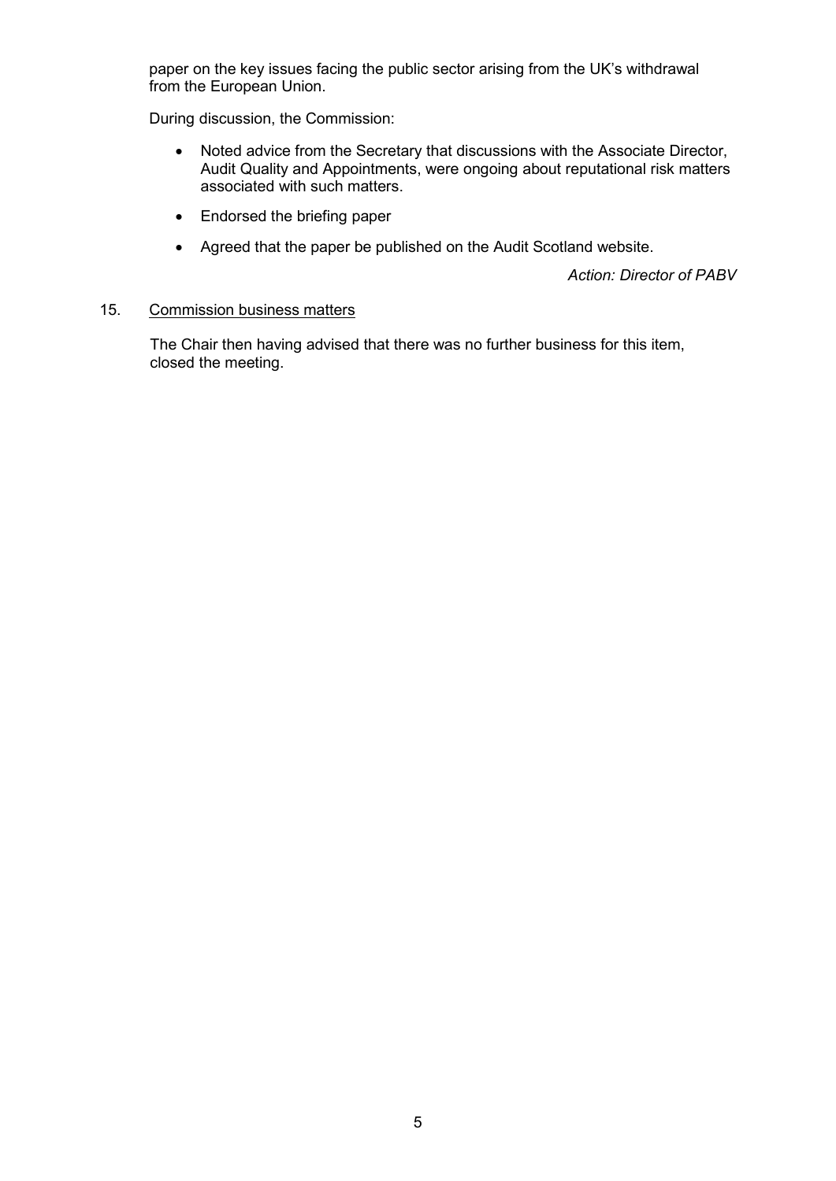paper on the key issues facing the public sector arising from the UK's withdrawal from the European Union.

During discussion, the Commission:

- Noted advice from the Secretary that discussions with the Associate Director, Audit Quality and Appointments, were ongoing about reputational risk matters associated with such matters.
- Endorsed the briefing paper
- Agreed that the paper be published on the Audit Scotland website.

*Action: Director of PABV*

15. Commission business matters

The Chair then having advised that there was no further business for this item, closed the meeting.